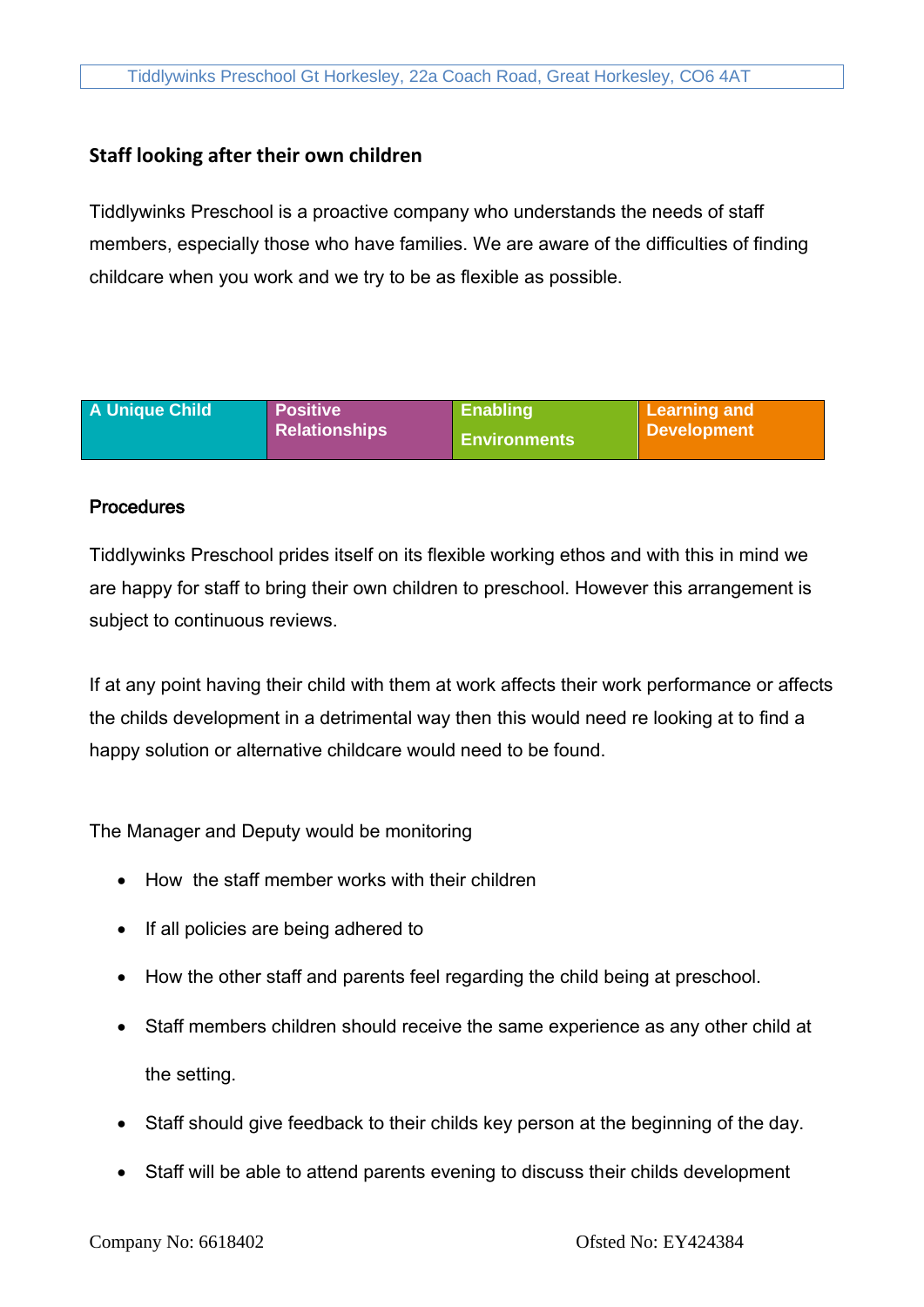Tiddlywinks Preschool Gt Horkesley, 22a Coach Road, Great Horkesley, CO6 4AT

## Staff looking after their own children

Tiddlywinks Preschool is a proactive company who understands the needs of staff members, especially those who have families. We are aware of the difficulties of finding childcare when you work and we try to be as flexible as possible.

| A Unique Child | Positive Relationships | Enabling Environments | Learning and Development |
|---|---|---|---|

### Procedures

Tiddlywinks Preschool prides itself on its flexible working ethos and with this in mind we are happy for staff to bring their own children to preschool. However this arrangement is subject to continuous reviews.

If at any point having their child with them at work affects their work performance or affects the childs development in a detrimental way then this would need re looking at to find a happy solution or alternative childcare would need to be found.

The Manager and Deputy would be monitoring

- How the staff member works with their children
- If all policies are being adhered to
- How the other staff and parents feel regarding the child being at preschool.
- Staff members children should receive the same experience as any other child at the setting.
- Staff should give feedback to their childs key person at the beginning of the day.
- Staff will be able to attend parents evening to discuss their childs development

Company No: 6618402 Ofsted No: EY424384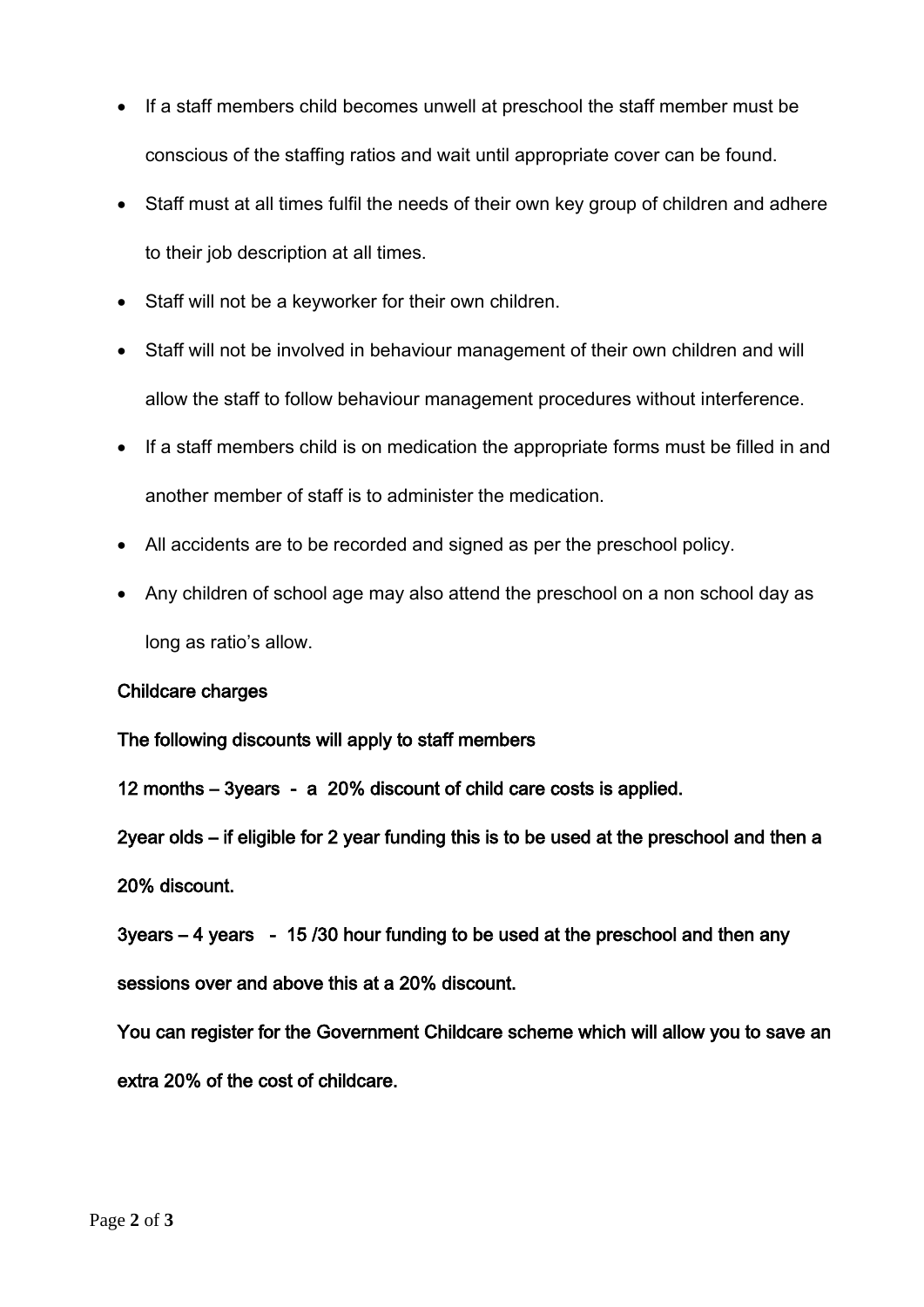- If a staff members child becomes unwell at preschool the staff member must be conscious of the staffing ratios and wait until appropriate cover can be found.
- Staff must at all times fulfil the needs of their own key group of children and adhere to their job description at all times.
- Staff will not be a keyworker for their own children.
- Staff will not be involved in behaviour management of their own children and will allow the staff to follow behaviour management procedures without interference.
- If a staff members child is on medication the appropriate forms must be filled in and another member of staff is to administer the medication.
- All accidents are to be recorded and signed as per the preschool policy.
- Any children of school age may also attend the preschool on a non school day as long as ratio's allow.

**Childcare charges**

**The following discounts will apply to staff members**

**12 months – 3years - a 20% discount of child care costs is applied.**

**2year olds – if eligible for 2 year funding this is to be used at the preschool and then a 20% discount.**

**3years – 4 years - 15 /30 hour funding to be used at the preschool and then any sessions over and above this at a 20% discount.**

**You can register for the Government Childcare scheme which will allow you to save an extra 20% of the cost of childcare.**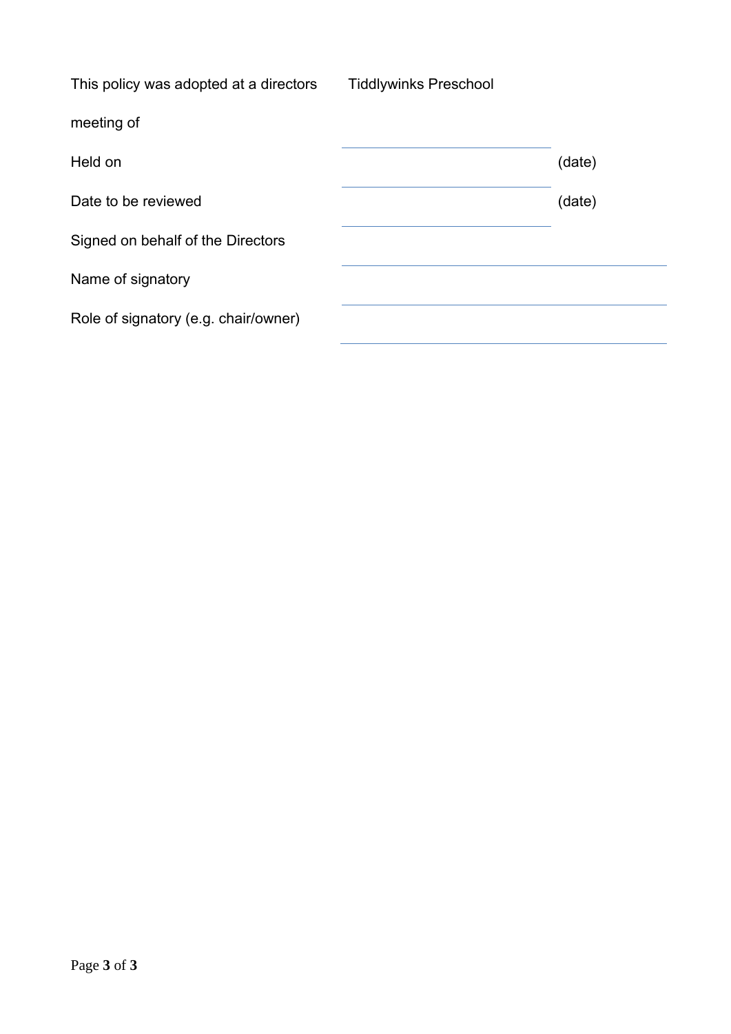| | | |
|---|---|---|
| This policy was adopted at a directors meeting of | Tiddlywinks Preschool | |
| Held on | | (date) |
| Date to be reviewed | | (date) |
| Signed on behalf of the Directors | | |
| Name of signatory | | |
| Role of signatory (e.g. chair/owner) | | |